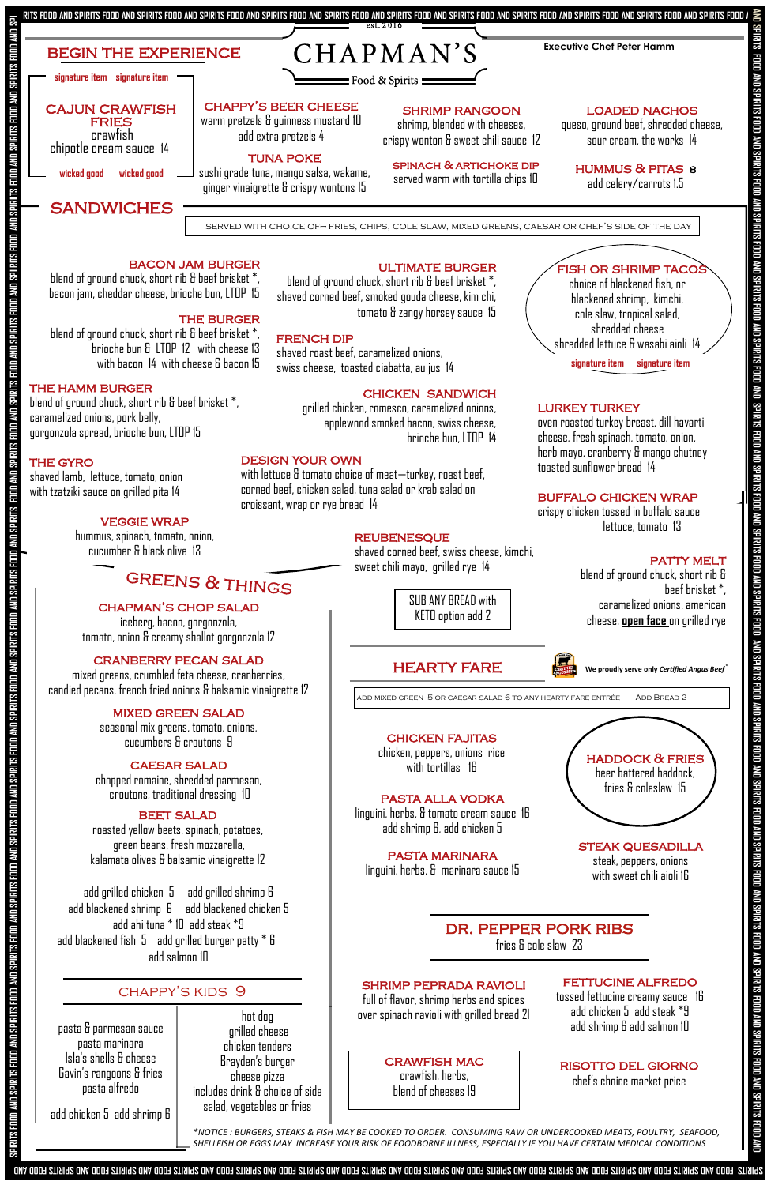# CHAPMAN'S

est. 2016

Food & Spirits

Executive Chef Peter Hamm

## BEGIN THE EXPERIENCE

signature item signature item

**CAJUN CRAWFISH FRIES**
crawfish
chipotle cream sauce 14

wicked good wicked good

**CHAPPY'S BEER CHEESE**
warm pretzels & guinness mustard 10
add extra pretzels 4

**TUNA POKE**
sushi grade tuna, mango salsa, wakame, ginger vinaigrette & crispy wontons 15

**SHRIMP RANGOON**
shrimp, blended with cheeses, crispy wonton & sweet chili sauce 12

**SPINACH & ARTICHOKE DIP**
served warm with tortilla chips 10

**LOADED NACHOS**
queso, ground beef, shredded cheese, sour cream, the works 14

**HUMMUS & PITAS** 8
add celery/carrots 1.5

## SANDWICHES

SERVED WITH CHOICE OF– FRIES, CHIPS, COLE SLAW, MIXED GREENS, CAESAR OR CHEF'S SIDE OF THE DAY

**BACON JAM BURGER**
blend of ground chuck, short rib & beef brisket *, bacon jam, cheddar cheese, brioche bun, LTOP 15

**THE BURGER**
blend of ground chuck, short rib & beef brisket *, brioche bun & LTOP 12 with cheese 13
with bacon 14 with cheese & bacon 15

**THE HAMM BURGER**
blend of ground chuck, short rib & beef brisket *, caramelized onions, pork belly, gorgonzola spread, brioche bun, LTOP 15

**THE GYRO**
shaved lamb, lettuce, tomato, onion with tzatziki sauce on grilled pita 14

**VEGGIE WRAP**
hummus, spinach, tomato, onion, cucumber & black olive 13

**ULTIMATE BURGER**
blend of ground chuck, short rib & beef brisket *, shaved corned beef, smoked gouda cheese, kim chi, tomato & zangy horsey sauce 15

**FRENCH DIP**
shaved roast beef, caramelized onions, swiss cheese, toasted ciabatta, au jus 14

**CHICKEN SANDWICH**
grilled chicken, romesco, caramelized onions, applewood smoked bacon, swiss cheese, brioche bun, LTOP 14

**DESIGN YOUR OWN**
with lettuce & tomato choice of meat—turkey, roast beef, corned beef, chicken salad, tuna salad or krab salad on croissant, wrap or rye bread 14

**REUBENESQUE**
shaved corned beef, swiss cheese, kimchi, sweet chili mayo, grilled rye 14

SUB ANY BREAD with KETO option add 2

**FISH OR SHRIMP TACOS**
choice of blackened fish, or blackened shrimp, kimchi, cole slaw, tropical salad, shredded cheese, shredded lettuce & wasabi aioli 14

signature item signature item

**LURKEY TURKEY**
oven roasted turkey breast, dill havarti cheese, fresh spinach, tomato, onion, herb mayo, cranberry & mango chutney toasted sunflower bread 14

**BUFFALO CHICKEN WRAP**
crispy chicken tossed in buffalo sauce lettuce, tomato 13

**PATTY MELT**
blend of ground chuck, short rib & beef brisket *, caramelized onions, american cheese, **open face** on grilled rye

## GREENS & THINGS

**CHAPMAN'S CHOP SALAD**
iceberg, bacon, gorgonzola, tomato, onion & creamy shallot gorgonzola 12

**CRANBERRY PECAN SALAD**
mixed greens, crumbled feta cheese, cranberries, candied pecans, french fried onions & balsamic vinaigrette 12

**MIXED GREEN SALAD**
seasonal mix greens, tomato, onions, cucumbers & croutons 9

**CAESAR SALAD**
chopped romaine, shredded parmesan, croutons, traditional dressing 10

**BEET SALAD**
roasted yellow beets, spinach, potatoes, green beans, fresh mozzarella, kalamata olives & balsamic vinaigrette 12

add grilled chicken 5 add grilled shrimp 6
add blackened shrimp 6 add blackened chicken 5
add ahi tuna * 10 add steak *9
add blackened fish 5 add grilled burger patty * 6
add salmon 10

## CHAPPY'S KIDS 9

pasta & parmesan sauce
pasta marinara
Isla's shells & cheese
Gavin's rangoons & fries
pasta alfredo

hot dog
grilled cheese
chicken tenders
Brayden's burger
cheese pizza
includes drink & choice of side salad, vegetables or fries

add chicken 5 add shrimp 6

## HEARTY FARE

We proudly serve only *Certified Angus Beef*®

ADD MIXED GREEN 5 OR CAESAR SALAD 6 TO ANY HEARTY FARE ENTRÉE ADD BREAD 2

**CHICKEN FAJITAS**
chicken, peppers, onions rice with tortillas 16

**PASTA ALLA VODKA**
linguini, herbs, & tomato cream sauce 16
add shrimp 6, add chicken 5

**PASTA MARINARA**
linguini, herbs, & marinara sauce 15

**HADDOCK & FRIES**
beer battered haddock, fries & coleslaw 15

**STEAK QUESADILLA**
steak, peppers, onions with sweet chili aioli 16

**DR. PEPPER PORK RIBS**
fries & cole slaw 23

**SHRIMP PEPRADA RAVIOLI**
full of flavor, shrimp herbs and spices over spinach ravioli with grilled bread 21

**CRAWFISH MAC**
crawfish, herbs, blend of cheeses 19

**FETTUCINE ALFREDO**
tossed fettucine creamy sauce 16
add chicken 5 add steak *9
add shrimp 6 add salmon 10

**RISOTTO DEL GIORNO**
chef's choice market price

*NOTICE : BURGERS, STEAKS & FISH MAY BE COOKED TO ORDER. CONSUMING RAW OR UNDERCOOKED MEATS, POULTRY, SEAFOOD, SHELLFISH OR EGGS MAY INCREASE YOUR RISK OF FOODBORNE ILLNESS, ESPECIALLY IF YOU HAVE CERTAIN MEDICAL CONDITIONS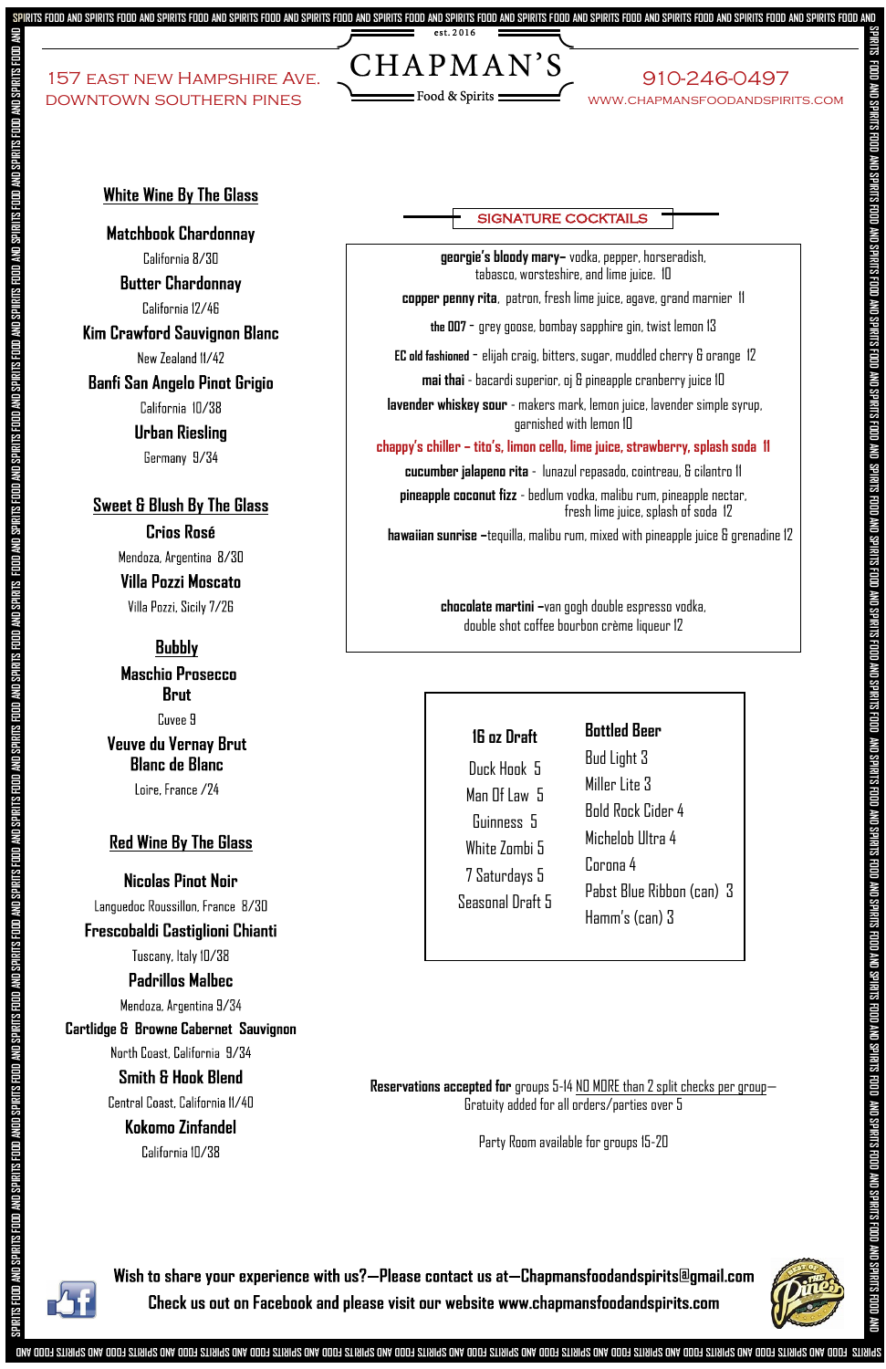# CHAPMAN'S

est. 2016

Food & Spirits

157 East New Hampshire Ave.
Downtown Southern Pines

910-246-0497
www.chapmansfoodandspirits.com

## White Wine By The Glass

**Matchbook Chardonnay**
California 8/30

**Butter Chardonnay**
California 12/46

**Kim Crawford Sauvignon Blanc**
New Zealand 11/42

**Banfi San Angelo Pinot Grigio**
California 10/38

**Urban Riesling**
Germany 9/34

## Sweet & Blush By The Glass

**Crios Rosé**
Mendoza, Argentina 8/30

**Villa Pozzi Moscato**
Villa Pozzi, Sicily 7/26

## Bubbly

**Maschio Prosecco Brut**
Cuvee 9

**Veuve du Vernay Brut Blanc de Blanc**
Loire, France /24

## Red Wine By The Glass

**Nicolas Pinot Noir**
Languedoc Roussillon, France 8/30

**Frescobaldi Castiglioni Chianti**
Tuscany, Italy 10/38

**Padrillos Malbec**
Mendoza, Argentina 9/34

**Cartlidge & Browne Cabernet Sauvignon**
North Coast, California 9/34

**Smith & Hook Blend**
Central Coast, California 11/40

**Kokomo Zinfandel**
California 10/38

## SIGNATURE COCKTAILS

**georgie's bloody mary–** vodka, pepper, horseradish, tabasco, worsteshire, and lime juice. 10

**copper penny rita**, patron, fresh lime juice, agave, grand marnier 11

**the 007** - grey goose, bombay sapphire gin, twist lemon 13

**EC old fashioned** - elijah craig, bitters, sugar, muddled cherry & orange 12

**mai thai** - bacardi superior, oj & pineapple cranberry juice 10

**lavender whiskey sour** - makers mark, lemon juice, lavender simple syrup, garnished with lemon 10

**chappy's chiller – tito's, limon cello, lime juice, strawberry, splash soda 11**

**cucumber jalapeno rita** - lunazul repasado, cointreau, & cilantro 11

**pineapple coconut fizz** - bedlum vodka, malibu rum, pineapple nectar, fresh lime juice, splash of soda 12

**hawaiian sunrise –**tequilla, malibu rum, mixed with pineapple juice & grenadine 12

**chocolate martini –**van gogh double espresso vodka, double shot coffee bourbon crème liqueur 12

## 16 oz Draft

Duck Hook 5
Man Of Law 5
Guinness 5
White Zombi 5
7 Saturdays 5
Seasonal Draft 5

## Bottled Beer

Bud Light 3
Miller Lite 3
Bold Rock Cider 4
Michelob Ultra 4
Corona 4
Pabst Blue Ribbon (can) 3
Hamm's (can) 3

**Reservations accepted for** groups 5-14 NO MORE than 2 split checks per group—
Gratuity added for all orders/parties over 5

Party Room available for groups 15-20

**Wish to share your experience with us?—Please contact us at—Chapmansfoodandspirits@gmail.com**
**Check us out on Facebook and please visit our website www.chapmansfoodandspirits.com**